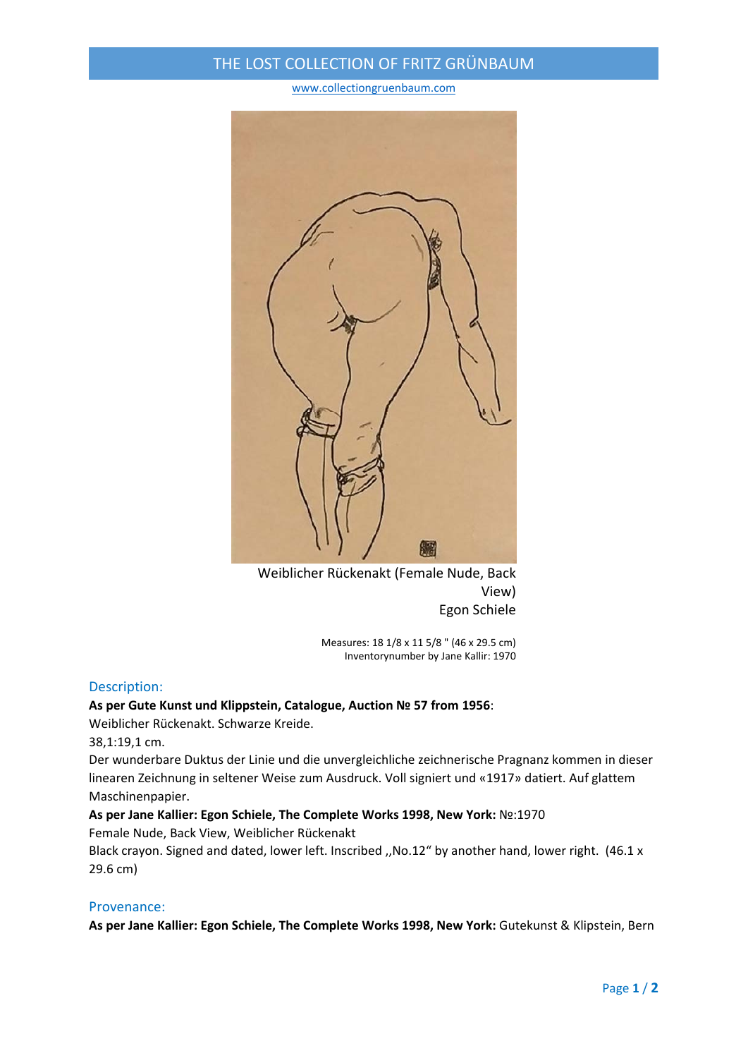# THE LOST COLLECTION OF FRITZ GRÜNBAUM

www.collectiongruenbaum.com

Weiblicher Rückenakt (Female Nude, Back View)
Egon Schiele

Measures: 18 1/8 x 11 5/8 " (46 x 29.5 cm)
Inventorynumber by Jane Kallir: 1970

## Description:

**As per Gute Kunst und Klippstein, Catalogue, Auction № 57 from 1956**:
Weiblicher Rückenakt. Schwarze Kreide.
38,1:19,1 cm.
Der wunderbare Duktus der Linie und die unvergleichliche zeichnerische Pragnanz kommen in dieser linearen Zeichnung in seltener Weise zum Ausdruck. Voll signiert und «1917» datiert. Auf glattem Maschinenpapier.
**As per Jane Kallier: Egon Schiele, The Complete Works 1998, New York:** №:1970
Female Nude, Back View, Weiblicher Rückenakt
Black crayon. Signed and dated, lower left. Inscribed ,,No.12" by another hand, lower right. (46.1 x 29.6 cm)

## Provenance:

**As per Jane Kallier: Egon Schiele, The Complete Works 1998, New York:** Gutekunst & Klipstein, Bern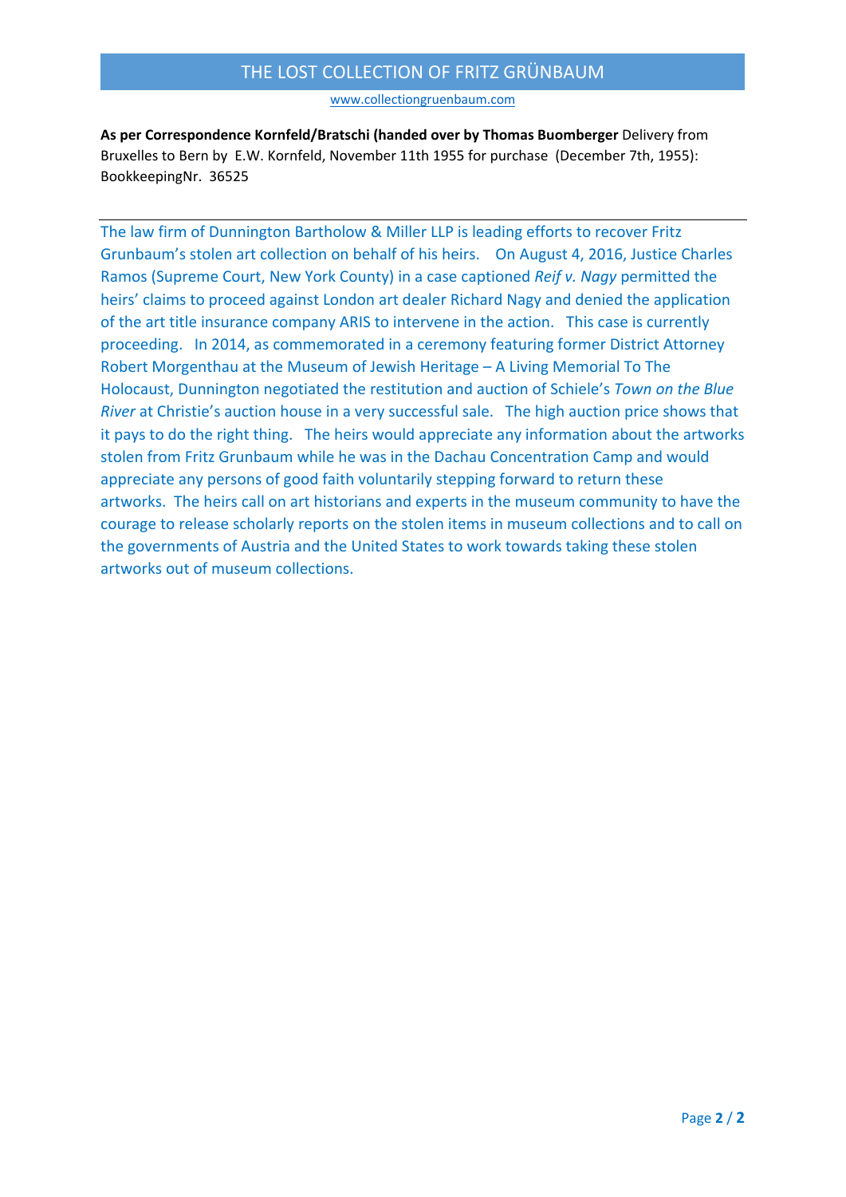**As per Correspondence Kornfeld/Bratschi (handed over by Thomas Buomberger** Delivery from Bruxelles to Bern by E.W. Kornfeld, November 11th 1955 for purchase (December 7th, 1955): BookkeepingNr. 36525

---

The law firm of Dunnington Bartholow & Miller LLP is leading efforts to recover Fritz Grunbaum's stolen art collection on behalf of his heirs. On August 4, 2016, Justice Charles Ramos (Supreme Court, New York County) in a case captioned *Reif v. Nagy* permitted the heirs' claims to proceed against London art dealer Richard Nagy and denied the application of the art title insurance company ARIS to intervene in the action. This case is currently proceeding. In 2014, as commemorated in a ceremony featuring former District Attorney Robert Morgenthau at the Museum of Jewish Heritage – A Living Memorial To The Holocaust, Dunnington negotiated the restitution and auction of Schiele's *Town on the Blue River* at Christie's auction house in a very successful sale. The high auction price shows that it pays to do the right thing. The heirs would appreciate any information about the artworks stolen from Fritz Grunbaum while he was in the Dachau Concentration Camp and would appreciate any persons of good faith voluntarily stepping forward to return these artworks. The heirs call on art historians and experts in the museum community to have the courage to release scholarly reports on the stolen items in museum collections and to call on the governments of Austria and the United States to work towards taking these stolen artworks out of museum collections.